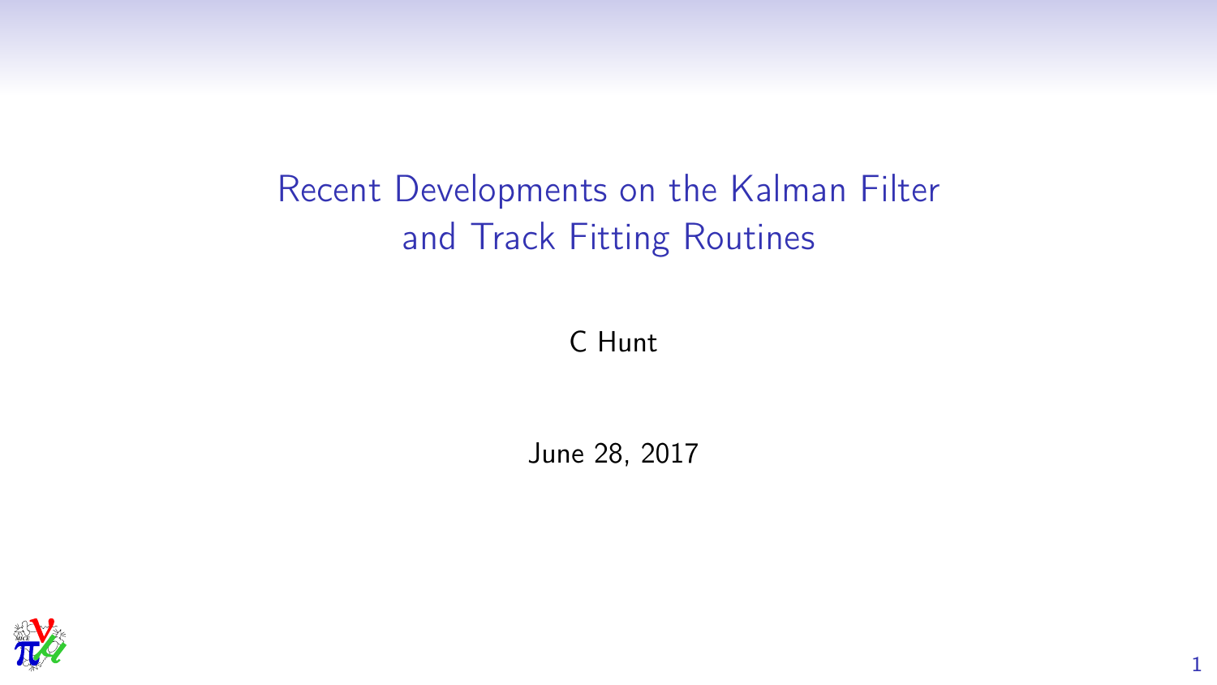# Recent Developments on the Kalman Filter and Track Fitting Routines

C Hunt

June 28, 2017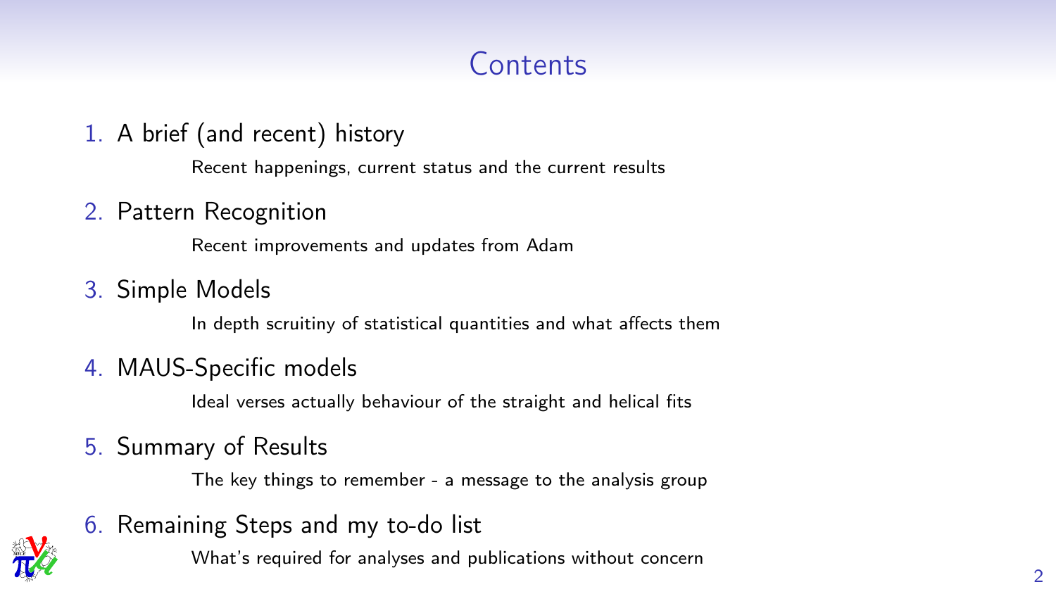# Contents

1. A brief (and recent) history

   Recent happenings, current status and the current results

2. Pattern Recognition

   Recent improvements and updates from Adam

3. Simple Models

   In depth scruitiny of statistical quantities and what affects them

4. MAUS-Specific models

   Ideal verses actually behaviour of the straight and helical fits

5. Summary of Results

   The key things to remember - a message to the analysis group

6. Remaining Steps and my to-do list

   What's required for analyses and publications without concern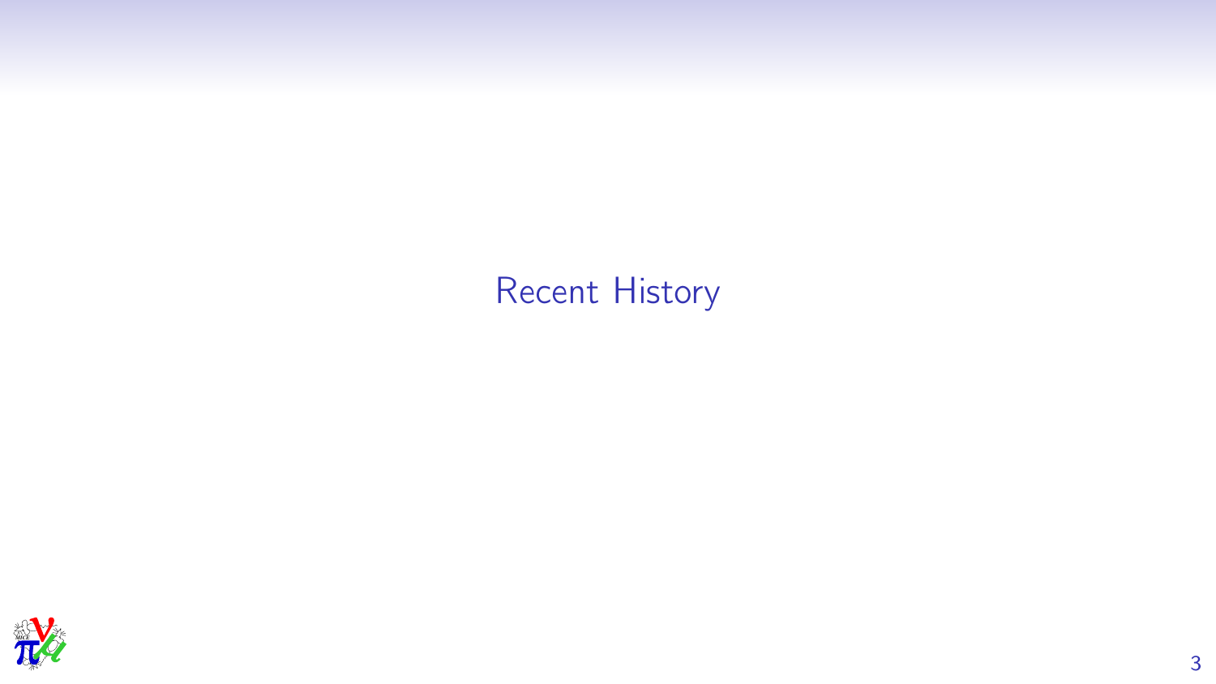# Recent History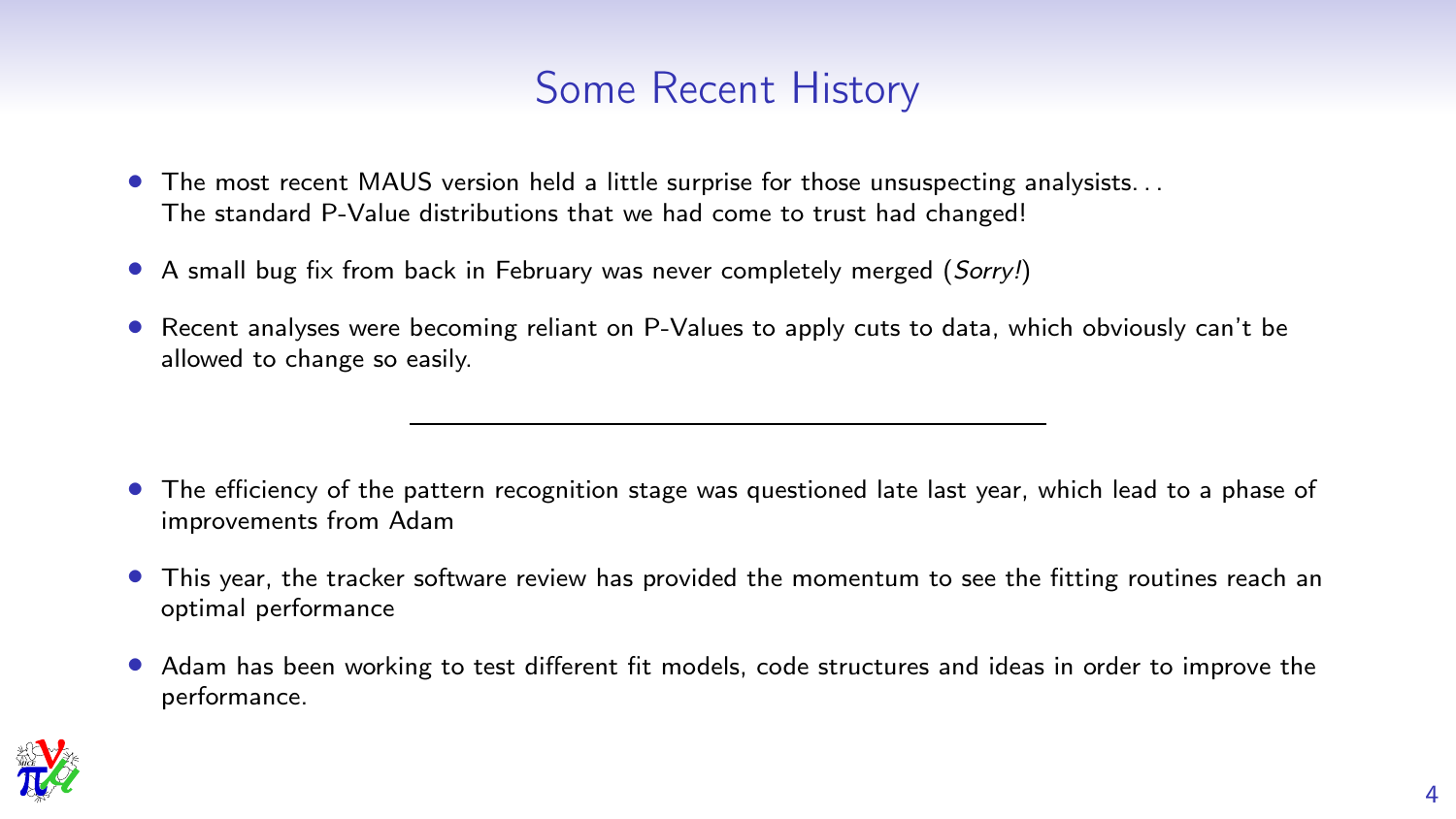# Some Recent History

- The most recent MAUS version held a little surprise for those unsuspecting analysists. . .
  The standard P-Value distributions that we had come to trust had changed!
- A small bug fix from back in February was never completely merged (*Sorry!*)
- Recent analyses were becoming reliant on P-Values to apply cuts to data, which obviously can't be allowed to change so easily.

---

- The efficiency of the pattern recognition stage was questioned late last year, which lead to a phase of improvements from Adam
- This year, the tracker software review has provided the momentum to see the fitting routines reach an optimal performance
- Adam has been working to test different fit models, code structures and ideas in order to improve the performance.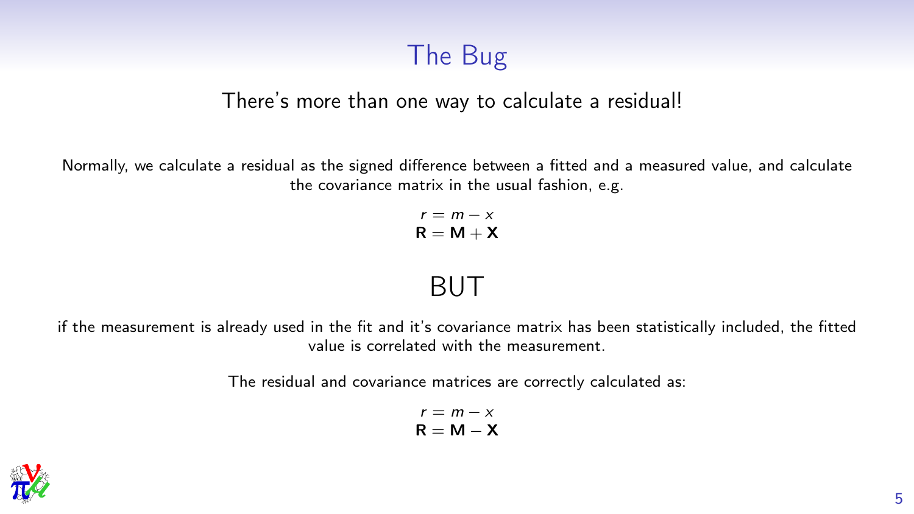# The Bug

There's more than one way to calculate a residual!

Normally, we calculate a residual as the signed difference between a fitted and a measured value, and calculate the covariance matrix in the usual fashion, e.g.

$$r = m - x$$
$$\mathbf{R} = \mathbf{M} + \mathbf{X}$$

## BUT

if the measurement is already used in the fit and it's covariance matrix has been statistically included, the fitted value is correlated with the measurement.

The residual and covariance matrices are correctly calculated as:

$$r = m - x$$
$$\mathbf{R} = \mathbf{M} - \mathbf{X}$$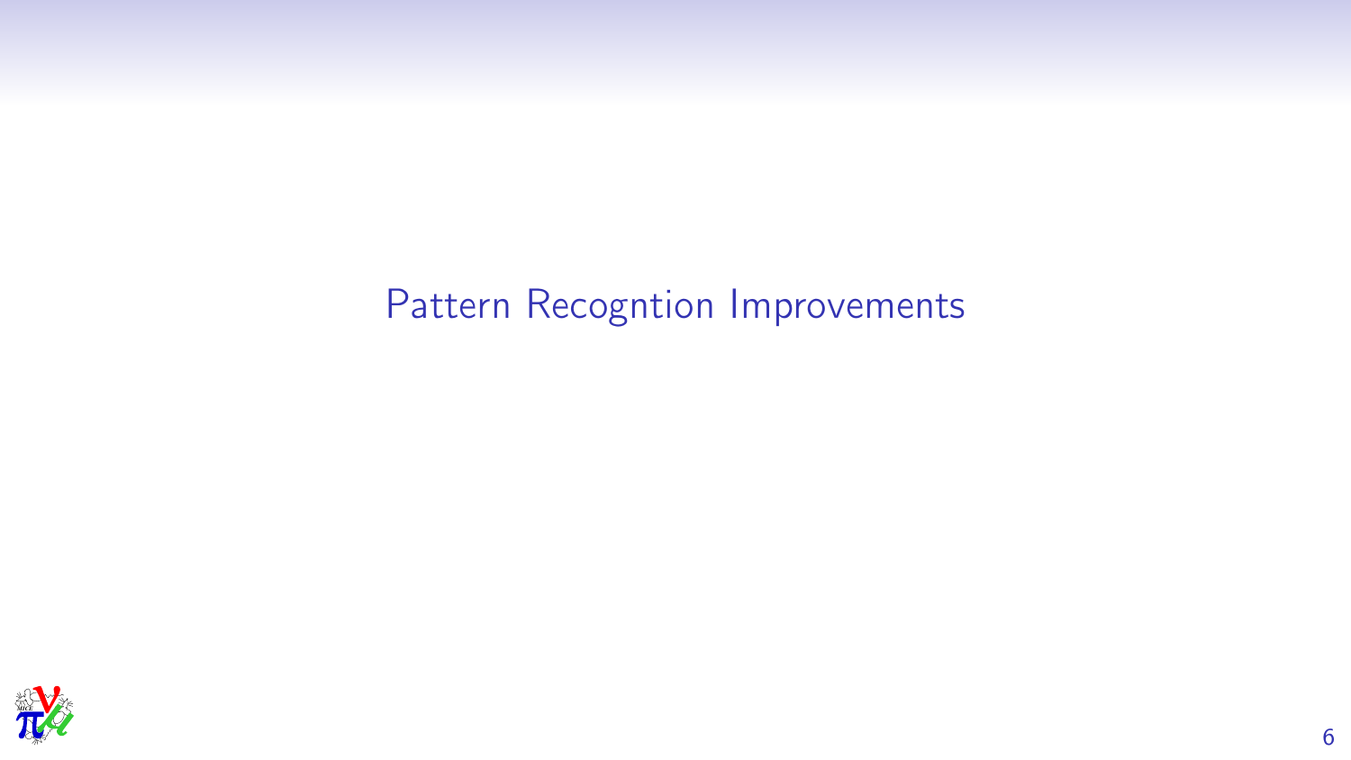# Pattern Recogntion Improvements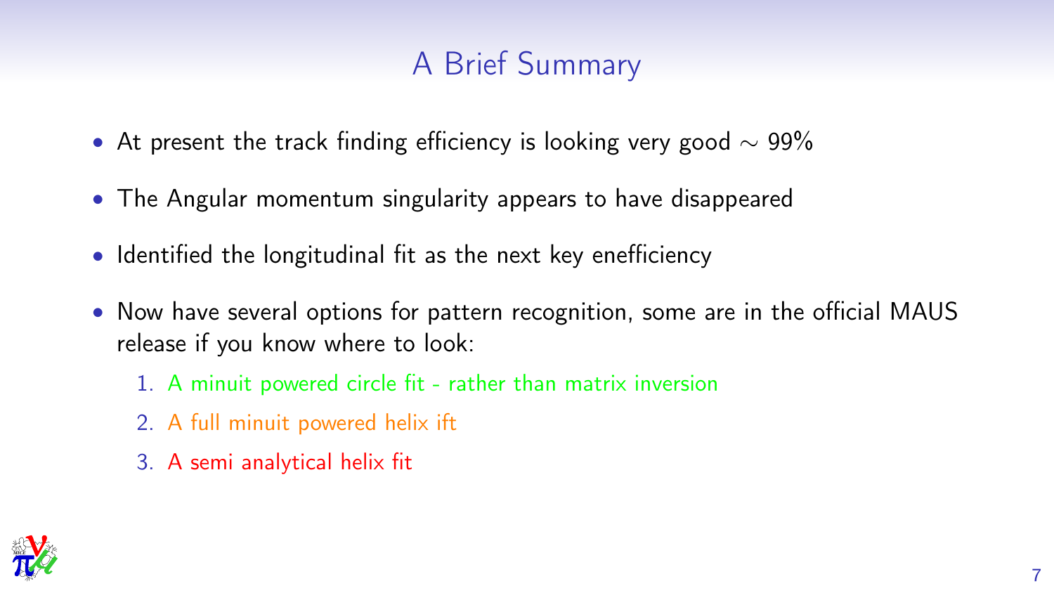# A Brief Summary

- At present the track finding efficiency is looking very good $\sim$ 99%
- The Angular momentum singularity appears to have disappeared
- Identified the longitudinal fit as the next key enefficiency
- Now have several options for pattern recognition, some are in the official MAUS release if you know where to look:
  1. A minuit powered circle fit - rather than matrix inversion
  2. A full minuit powered helix ift
  3. A semi analytical helix fit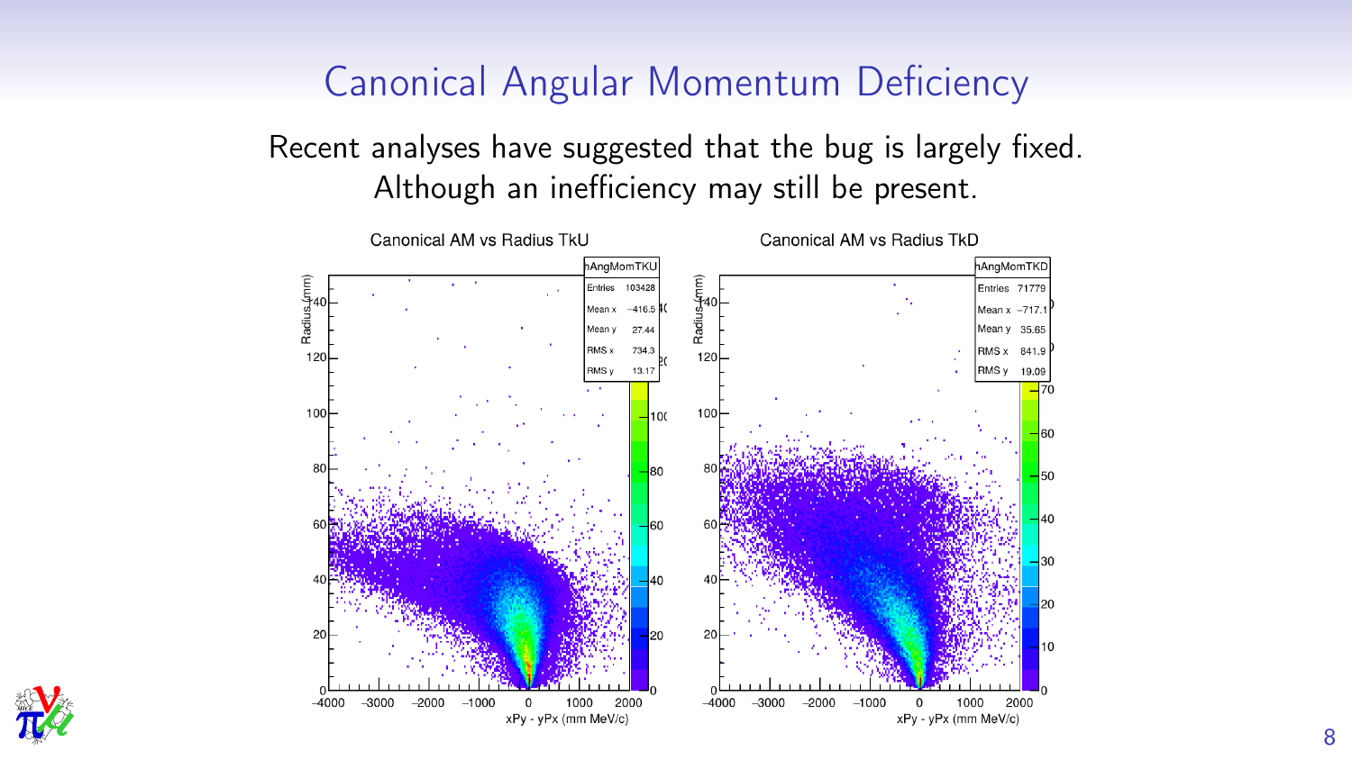# Canonical Angular Momentum Deficiency

Recent analyses have suggested that the bug is largely fixed.
Although an inefficiency may still be present.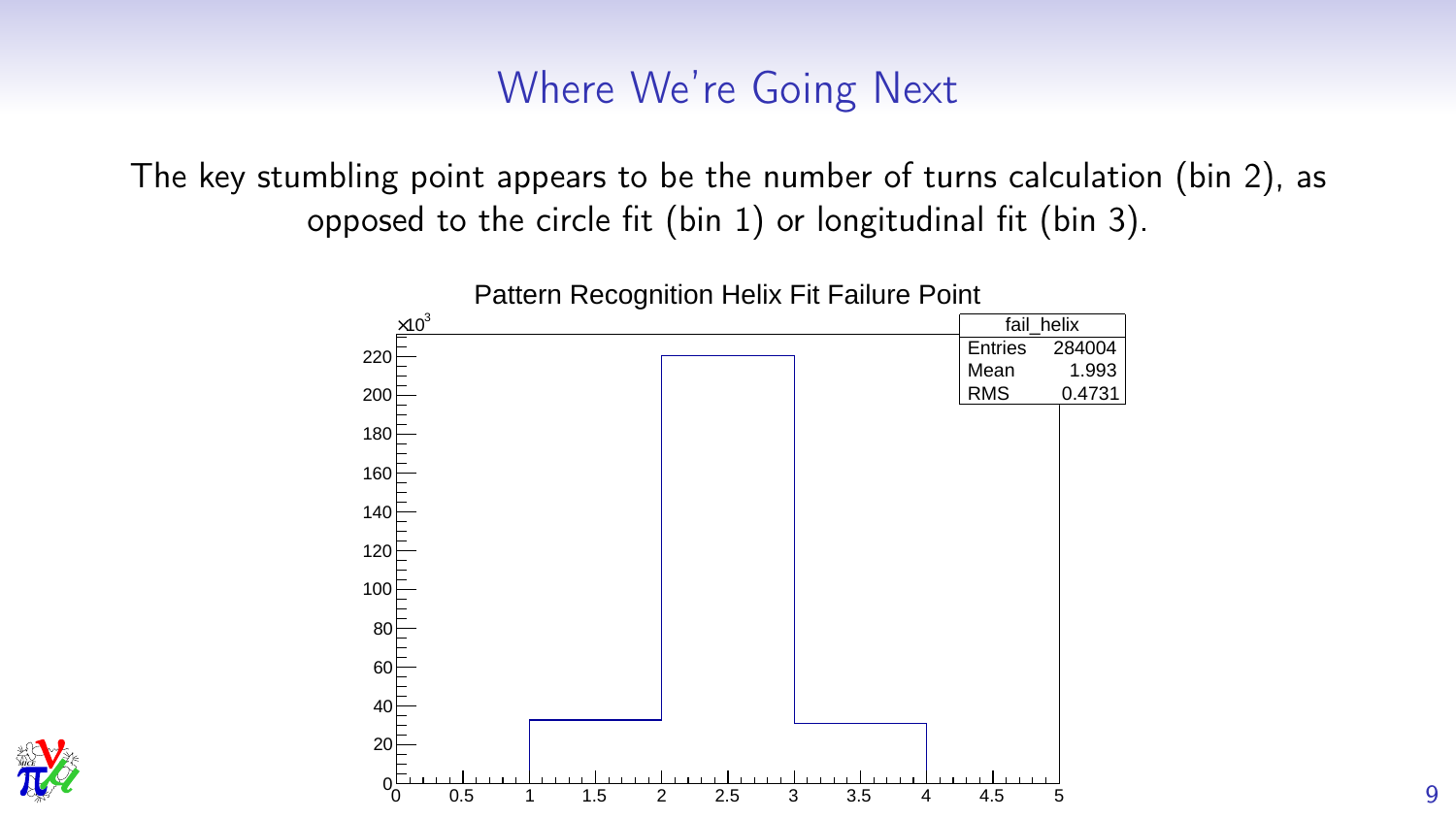# Where We're Going Next

The key stumbling point appears to be the number of turns calculation (bin 2), as opposed to the circle fit (bin 1) or longitudinal fit (bin 3).

Pattern Recognition Helix Fit Failure Point

| fail_helix | |
|---|---|
| Entries | 284004 |
| Mean | 1.993 |
| RMS | 0.4731 |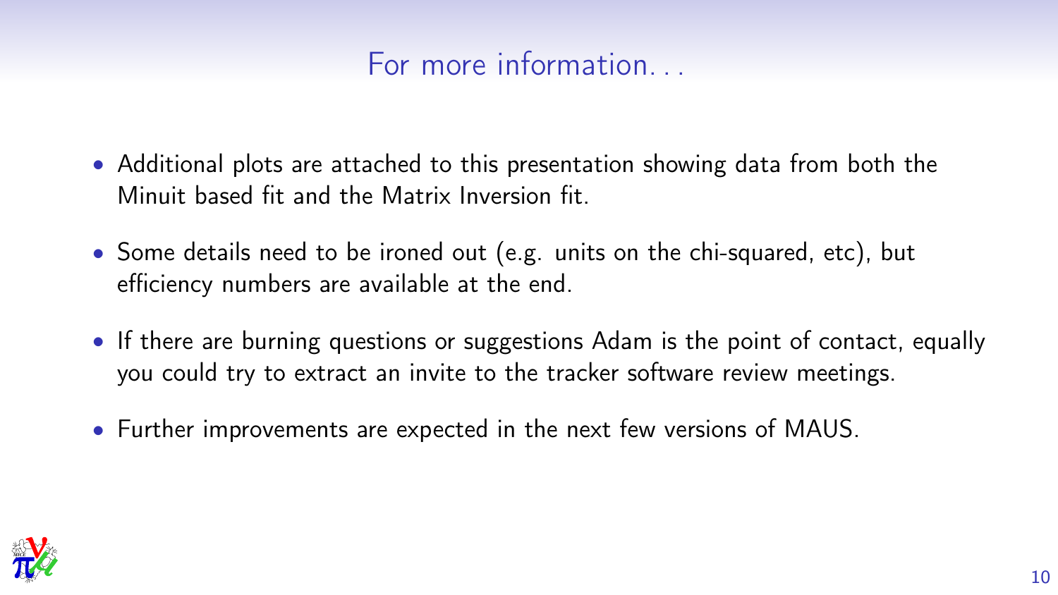## For more information...

- Additional plots are attached to this presentation showing data from both the Minuit based fit and the Matrix Inversion fit.
- Some details need to be ironed out (e.g. units on the chi-squared, etc), but efficiency numbers are available at the end.
- If there are burning questions or suggestions Adam is the point of contact, equally you could try to extract an invite to the tracker software review meetings.
- Further improvements are expected in the next few versions of MAUS.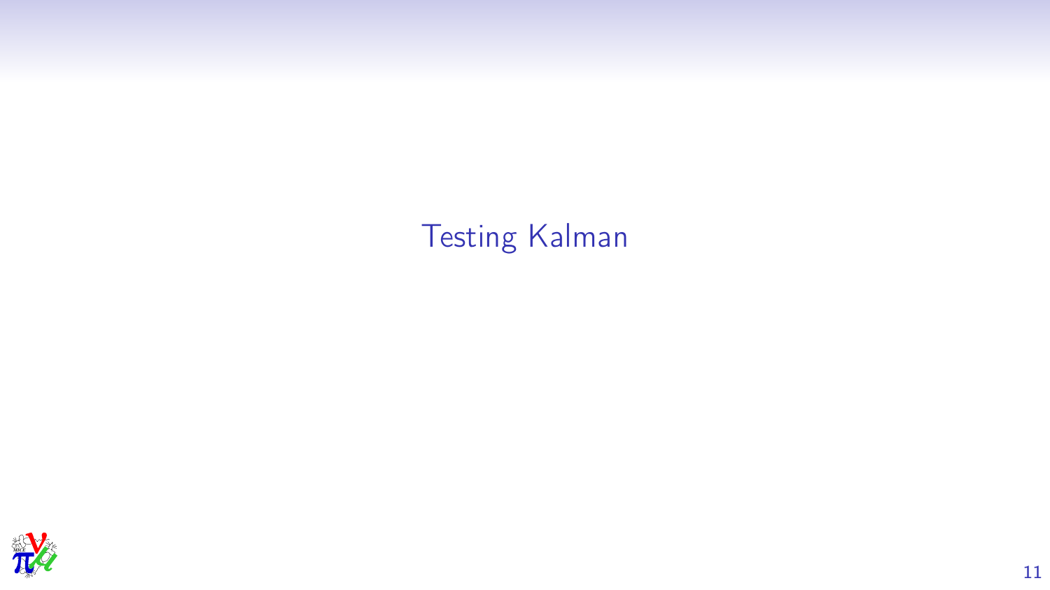# Testing Kalman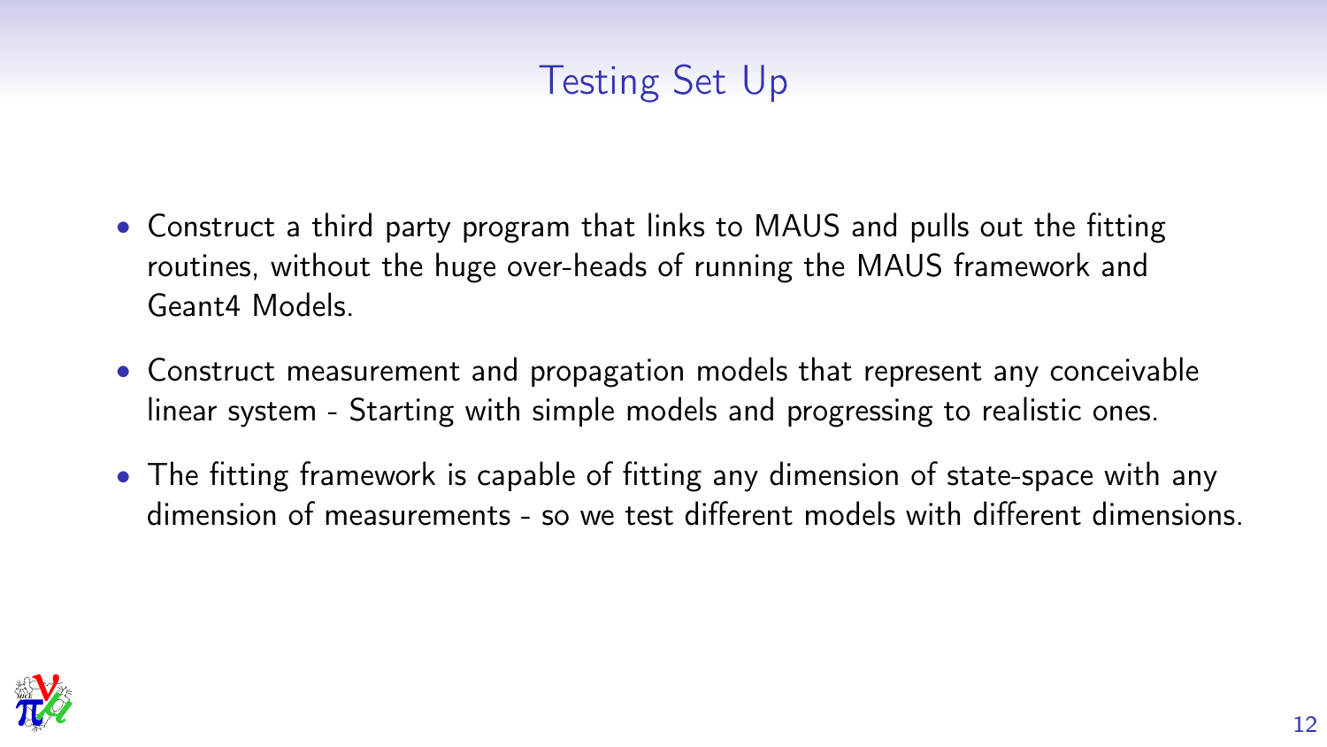# Testing Set Up

- Construct a third party program that links to MAUS and pulls out the fitting routines, without the huge over-heads of running the MAUS framework and Geant4 Models.
- Construct measurement and propagation models that represent any conceivable linear system - Starting with simple models and progressing to realistic ones.
- The fitting framework is capable of fitting any dimension of state-space with any dimension of measurements - so we test different models with different dimensions.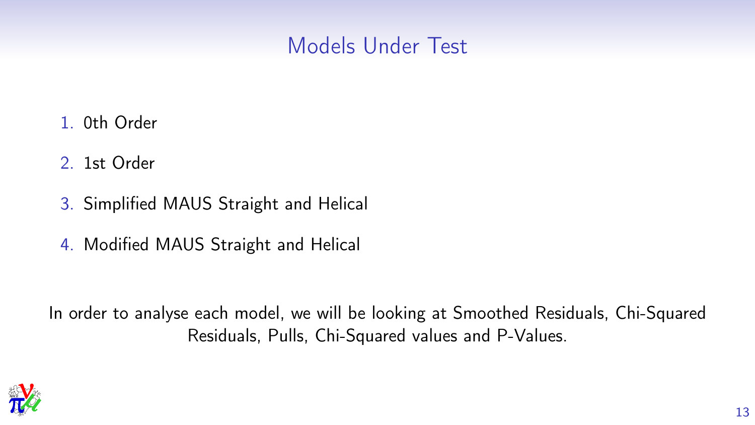# Models Under Test

1. 0th Order
2. 1st Order
3. Simplified MAUS Straight and Helical
4. Modified MAUS Straight and Helical

In order to analyse each model, we will be looking at Smoothed Residuals, Chi-Squared Residuals, Pulls, Chi-Squared values and P-Values.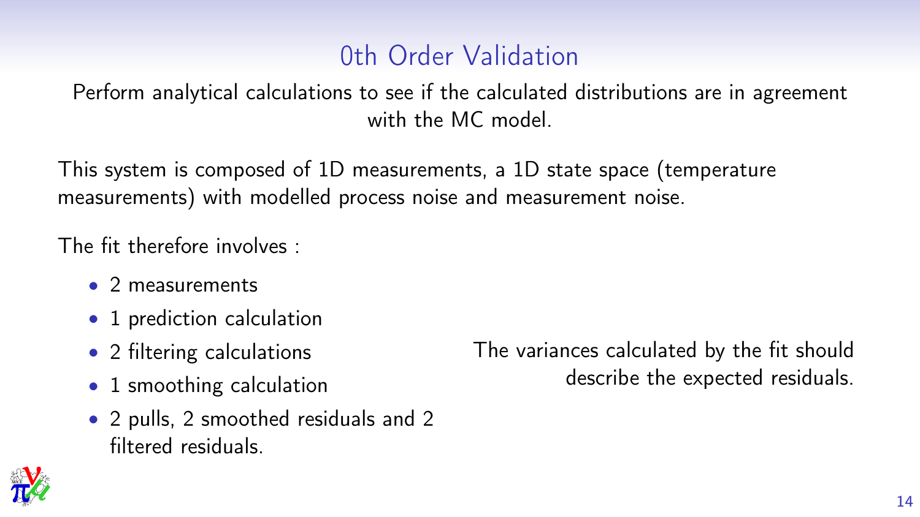# 0th Order Validation

Perform analytical calculations to see if the calculated distributions are in agreement with the MC model.

This system is composed of 1D measurements, a 1D state space (temperature measurements) with modelled process noise and measurement noise.

The fit therefore involves :

- 2 measurements
- 1 prediction calculation
- 2 filtering calculations
- 1 smoothing calculation
- 2 pulls, 2 smoothed residuals and 2 filtered residuals.

The variances calculated by the fit should describe the expected residuals.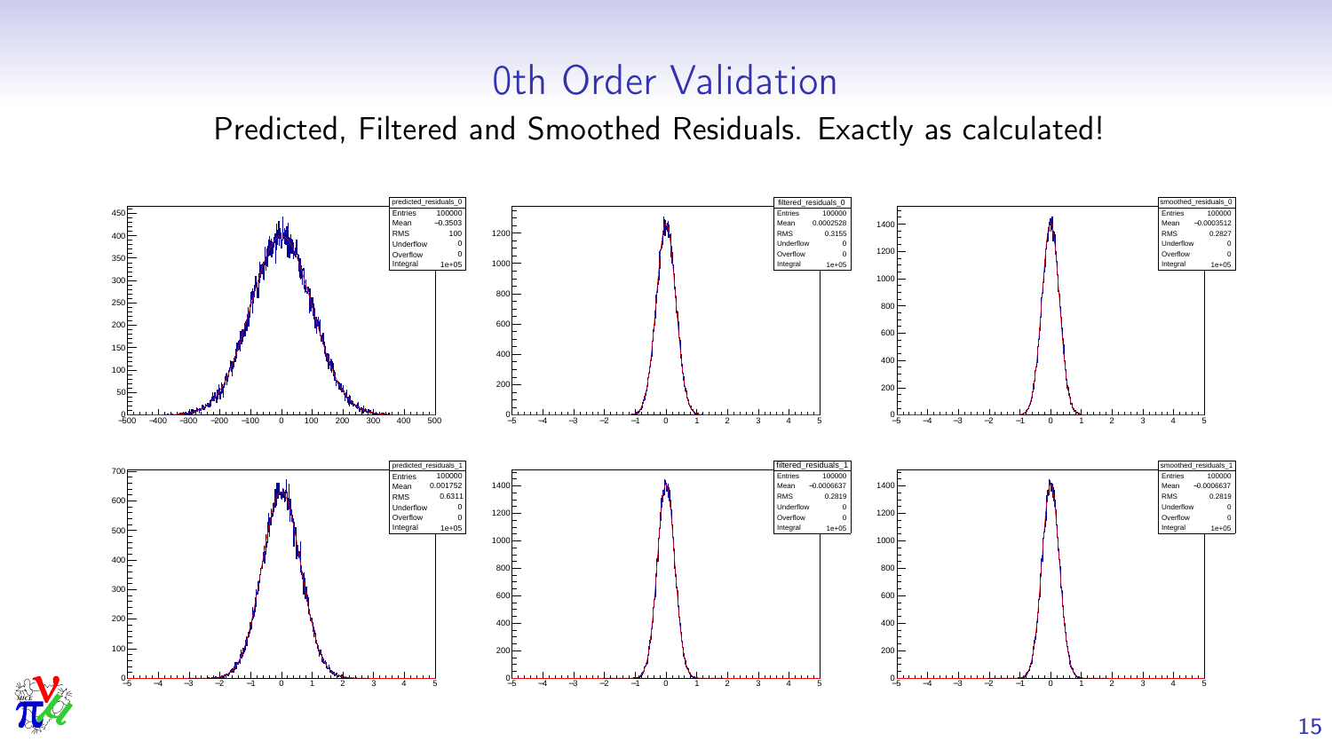# 0th Order Validation

Predicted, Filtered and Smoothed Residuals. Exactly as calculated!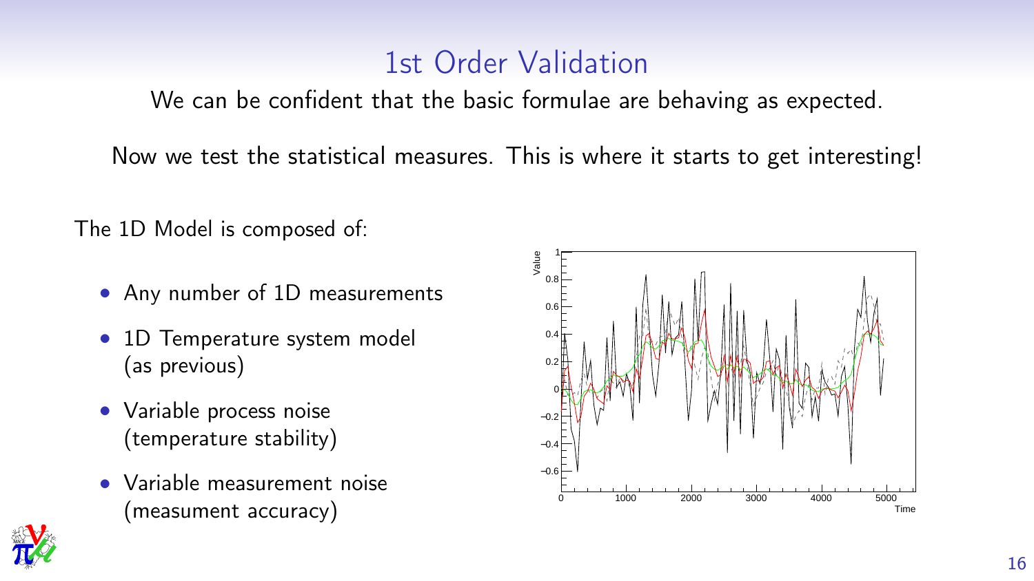# 1st Order Validation

We can be confident that the basic formulae are behaving as expected.

Now we test the statistical measures. This is where it starts to get interesting!

The 1D Model is composed of:

- Any number of 1D measurements
- 1D Temperature system model (as previous)
- Variable process noise (temperature stability)
- Variable measurement noise (measument accuracy)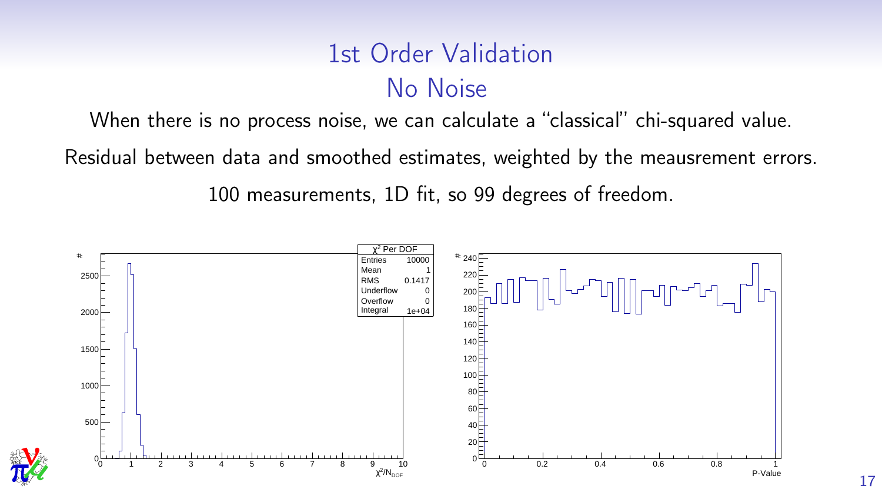# 1st Order Validation
## No Noise

When there is no process noise, we can calculate a "classical" chi-squared value.

Residual between data and smoothed estimates, weighted by the meausrement errors.

100 measurements, 1D fit, so 99 degrees of freedom.

| $\chi^2$ Per DOF | |
|---|---|
| Entries | 10000 |
| Mean | 1 |
| RMS | 0.1417 |
| Underflow | 0 |
| Overflow | 0 |
| Integral | 1e+04 |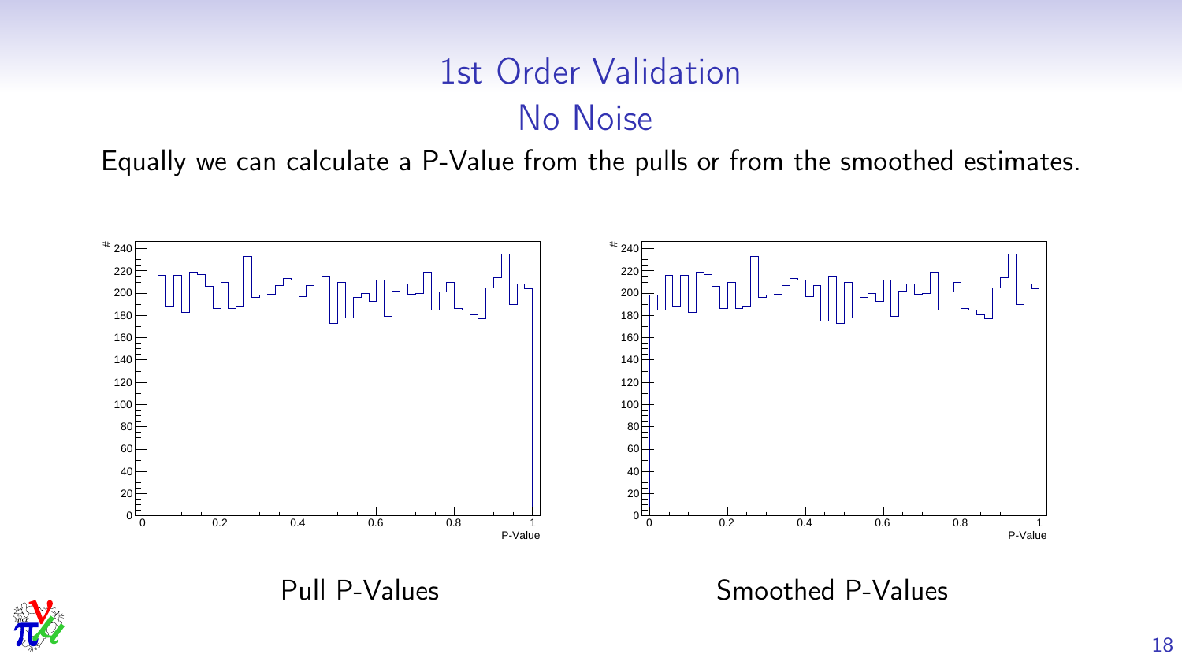# 1st Order Validation
## No Noise

Equally we can calculate a P-Value from the pulls or from the smoothed estimates.

Pull P-Values

Smoothed P-Values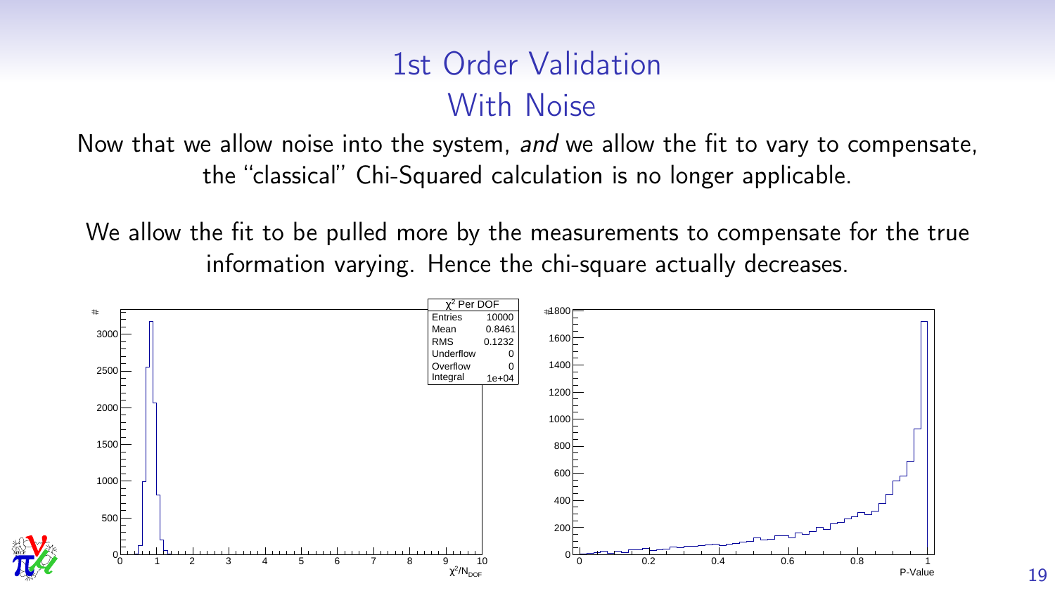# 1st Order Validation
## With Noise

Now that we allow noise into the system, *and* we allow the fit to vary to compensate, the "classical" Chi-Squared calculation is no longer applicable.

We allow the fit to be pulled more by the measurements to compensate for the true information varying. Hence the chi-square actually decreases.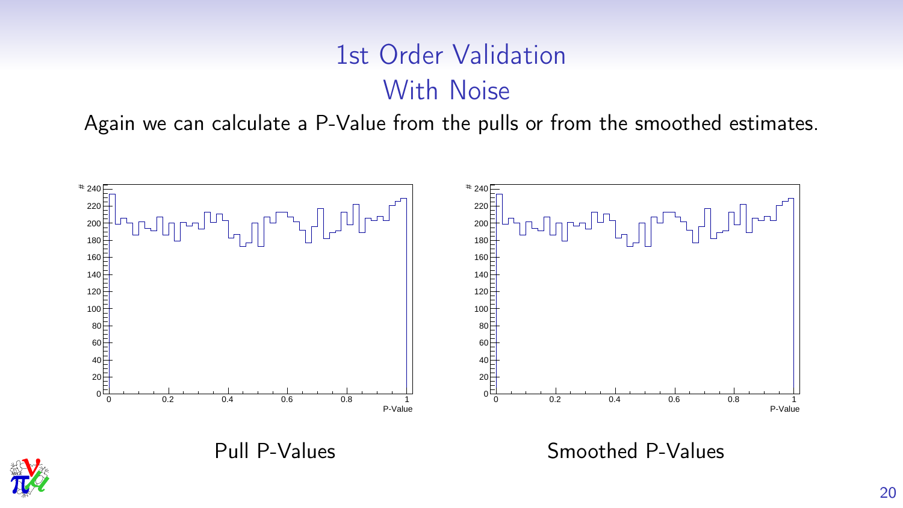# 1st Order Validation
## With Noise

Again we can calculate a P-Value from the pulls or from the smoothed estimates.

Pull P-Values

Smoothed P-Values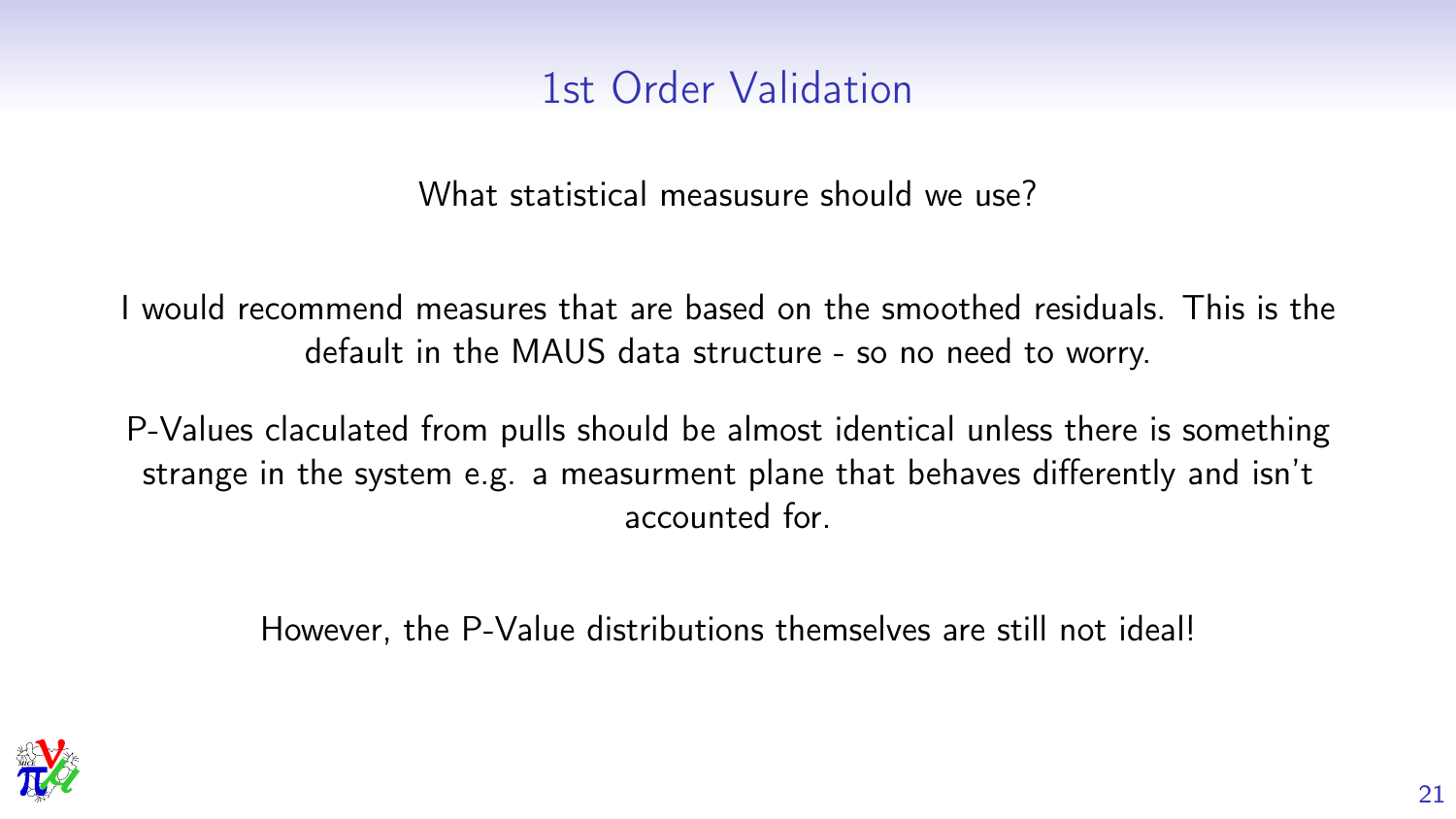# 1st Order Validation

What statistical measusure should we use?

I would recommend measures that are based on the smoothed residuals. This is the default in the MAUS data structure - so no need to worry.

P-Values claculated from pulls should be almost identical unless there is something strange in the system e.g. a measurment plane that behaves differently and isn't accounted for.

However, the P-Value distributions themselves are still not ideal!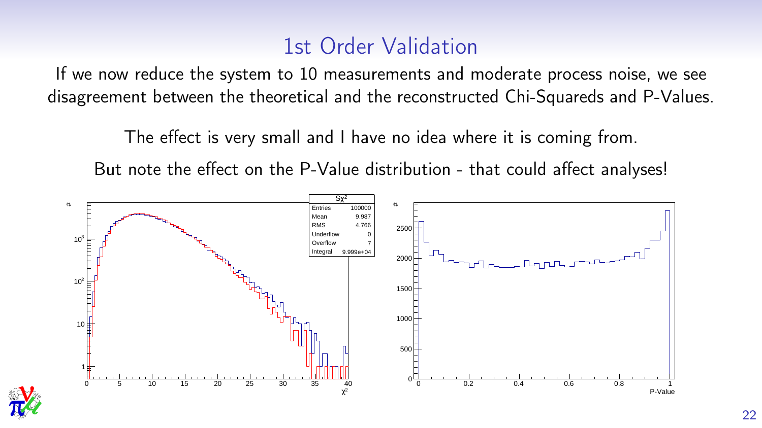# 1st Order Validation

If we now reduce the system to 10 measurements and moderate process noise, we see disagreement between the theoretical and the reconstructed Chi-Squareds and P-Values.

The effect is very small and I have no idea where it is coming from.

But note the effect on the P-Value distribution - that could affect analyses!

| $S\chi^2$ | |
|---|---|
| Entries | 100000 |
| Mean | 9.987 |
| RMS | 4.766 |
| Underflow | 0 |
| Overflow | 7 |
| Integral | 9.999e+04 |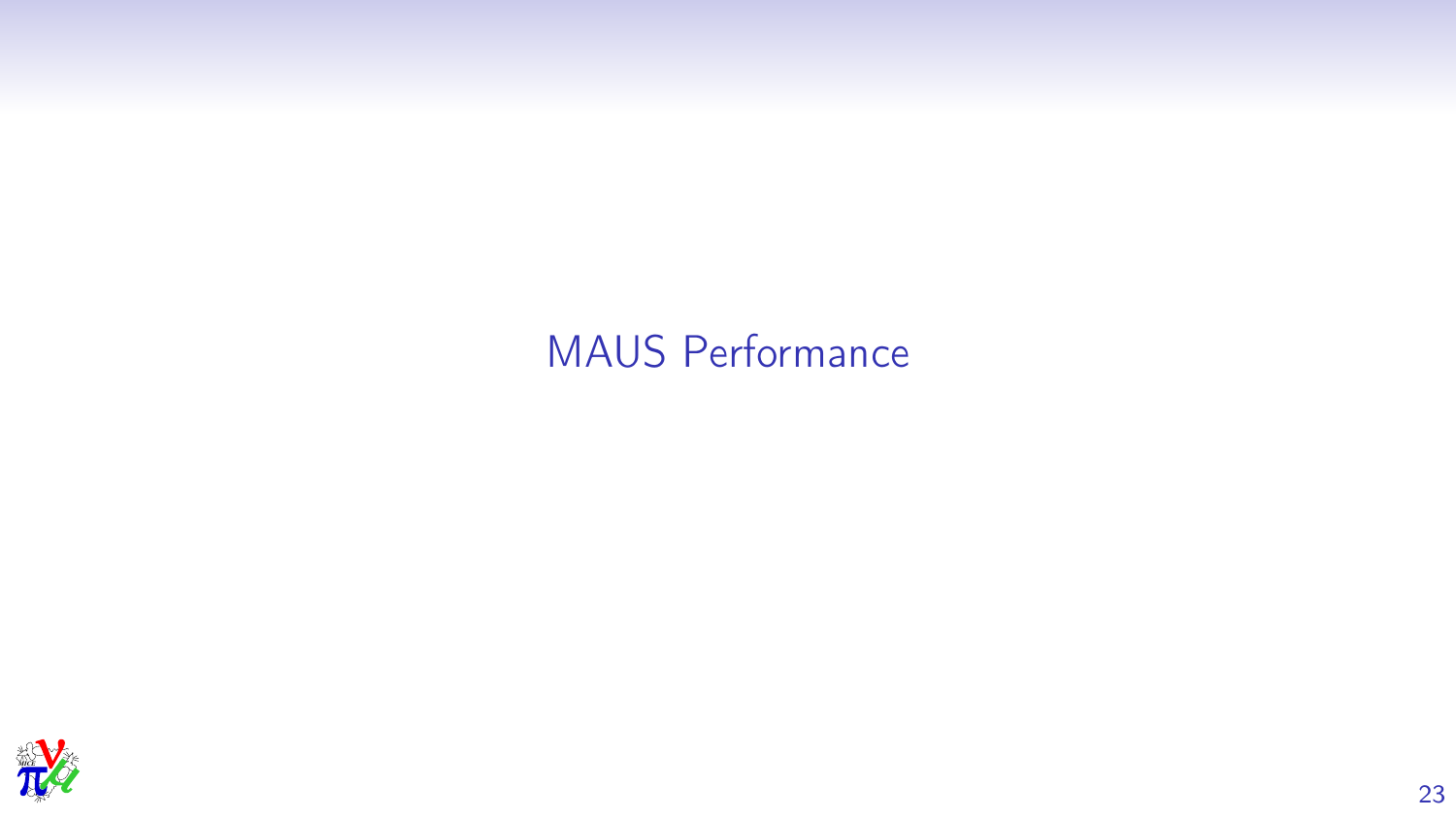# MAUS Performance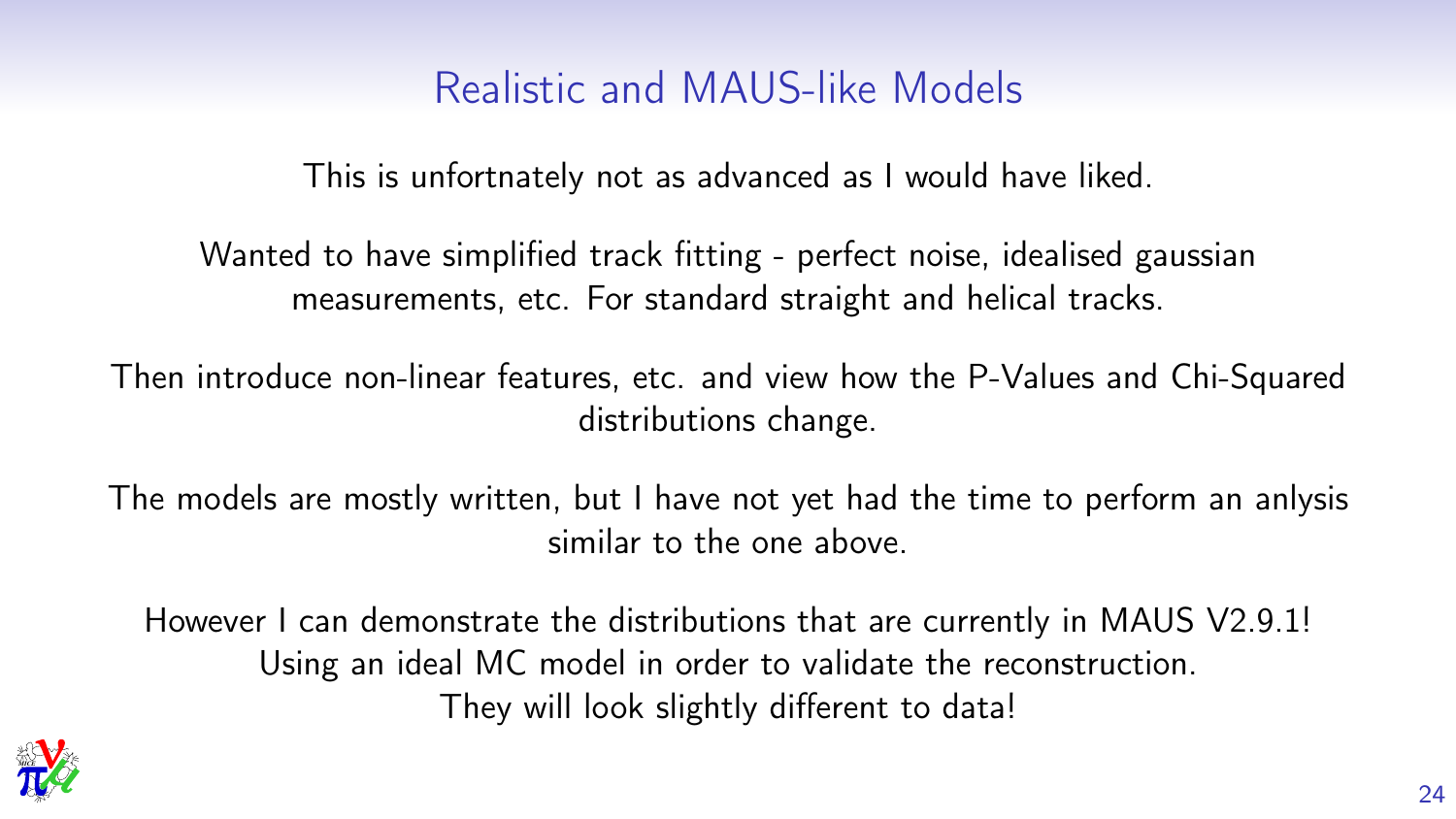# Realistic and MAUS-like Models

This is unfortnately not as advanced as I would have liked.

Wanted to have simplified track fitting - perfect noise, idealised gaussian measurements, etc. For standard straight and helical tracks.

Then introduce non-linear features, etc. and view how the P-Values and Chi-Squared distributions change.

The models are mostly written, but I have not yet had the time to perform an anlysis similar to the one above.

However I can demonstrate the distributions that are currently in MAUS V2.9.1!
Using an ideal MC model in order to validate the reconstruction.
They will look slightly different to data!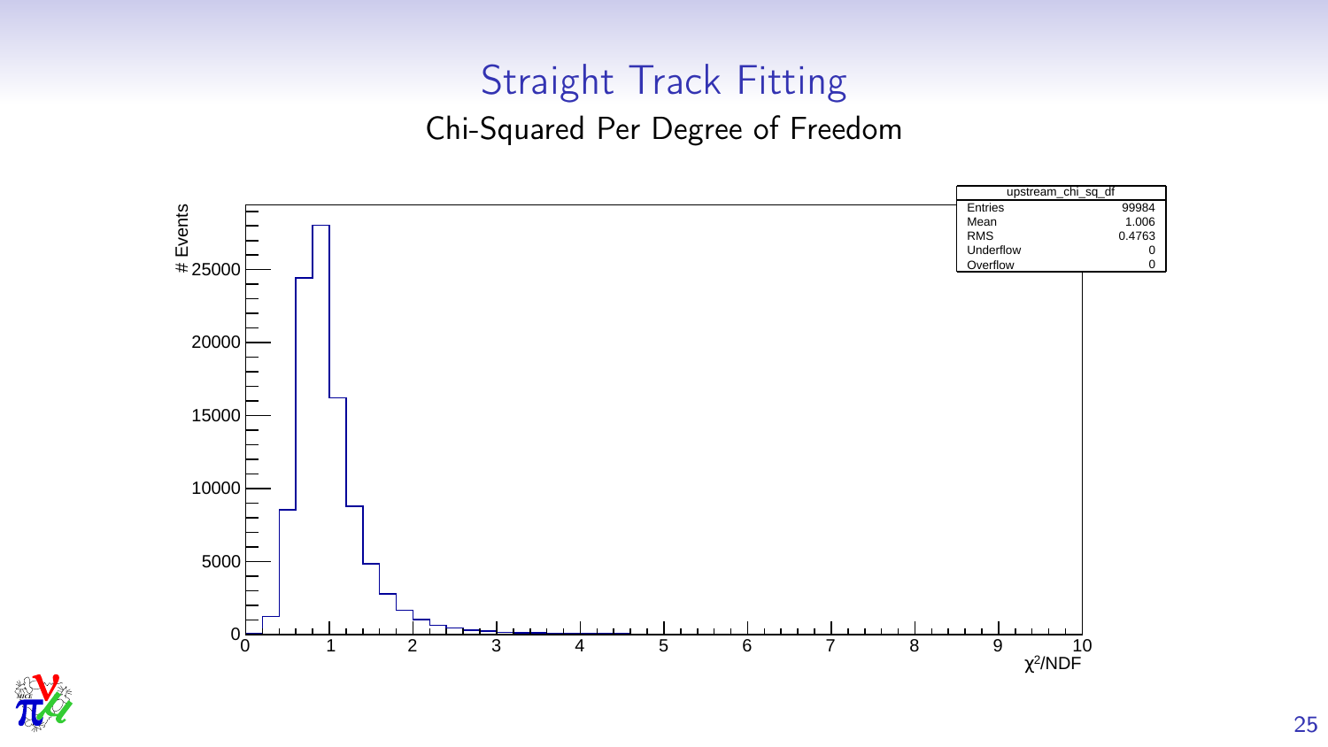# Straight Track Fitting

## Chi-Squared Per Degree of Freedom

| upstream_chi_sq_df | |
|---|---|
| Entries | 99984 |
| Mean | 1.006 |
| RMS | 0.4763 |
| Underflow | 0 |
| Overflow | 0 |

# Events

$\chi^2$/NDF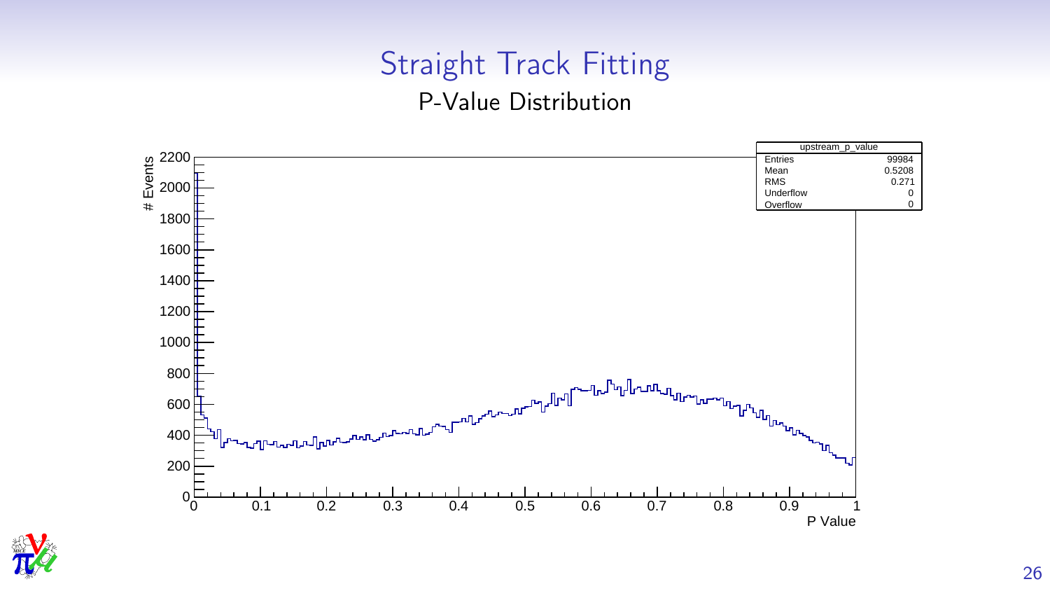# Straight Track Fitting

## P-Value Distribution

| upstream_p_value | |
|---|---|
| Entries | 99984 |
| Mean | 0.5208 |
| RMS | 0.271 |
| Underflow | 0 |
| Overflow | 0 |

# Events

P Value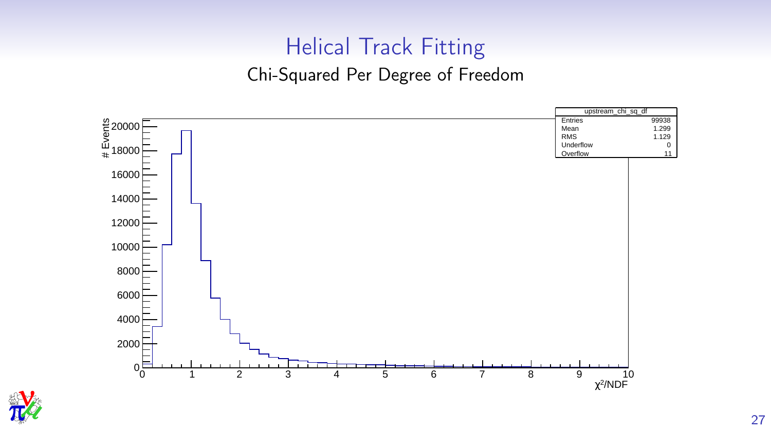# Helical Track Fitting

## Chi-Squared Per Degree of Freedom

| upstream_chi_sq_df | |
|---|---|
| Entries | 99938 |
| Mean | 1.299 |
| RMS | 1.129 |
| Underflow | 0 |
| Overflow | 11 |

# Events

$\chi^2$/NDF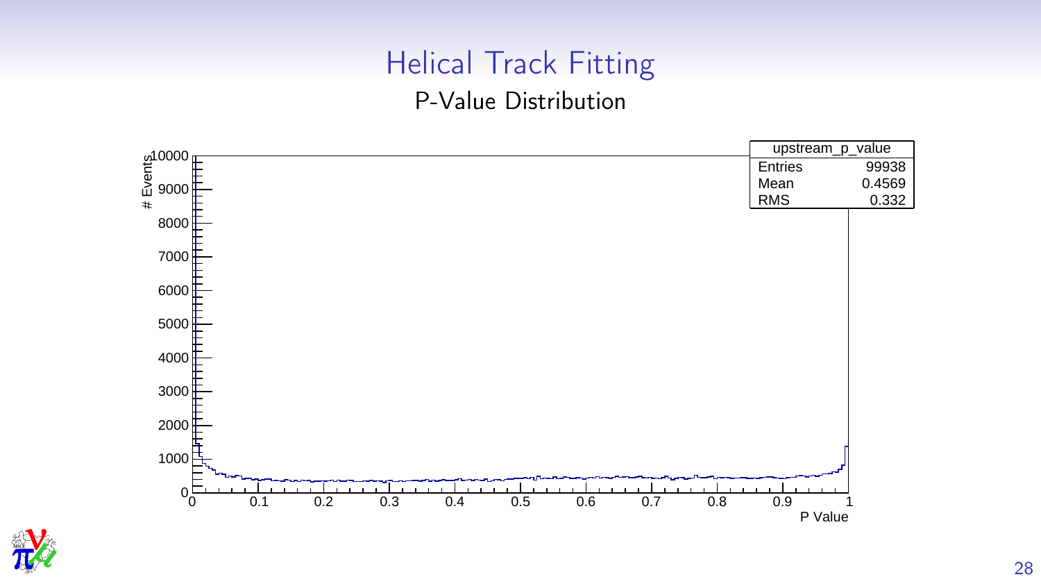# Helical Track Fitting

## P-Value Distribution

| upstream_p_value | |
|---|---|
| Entries | 99938 |
| Mean | 0.4569 |
| RMS | 0.332 |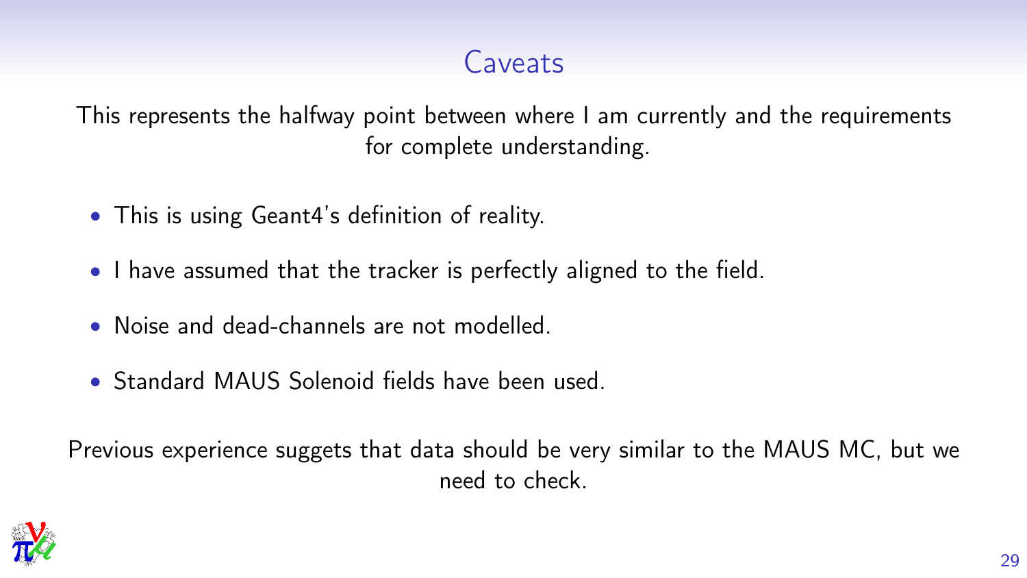# Caveats

This represents the halfway point between where I am currently and the requirements for complete understanding.

- This is using Geant4's definition of reality.
- I have assumed that the tracker is perfectly aligned to the field.
- Noise and dead-channels are not modelled.
- Standard MAUS Solenoid fields have been used.

Previous experience suggets that data should be very similar to the MAUS MC, but we need to check.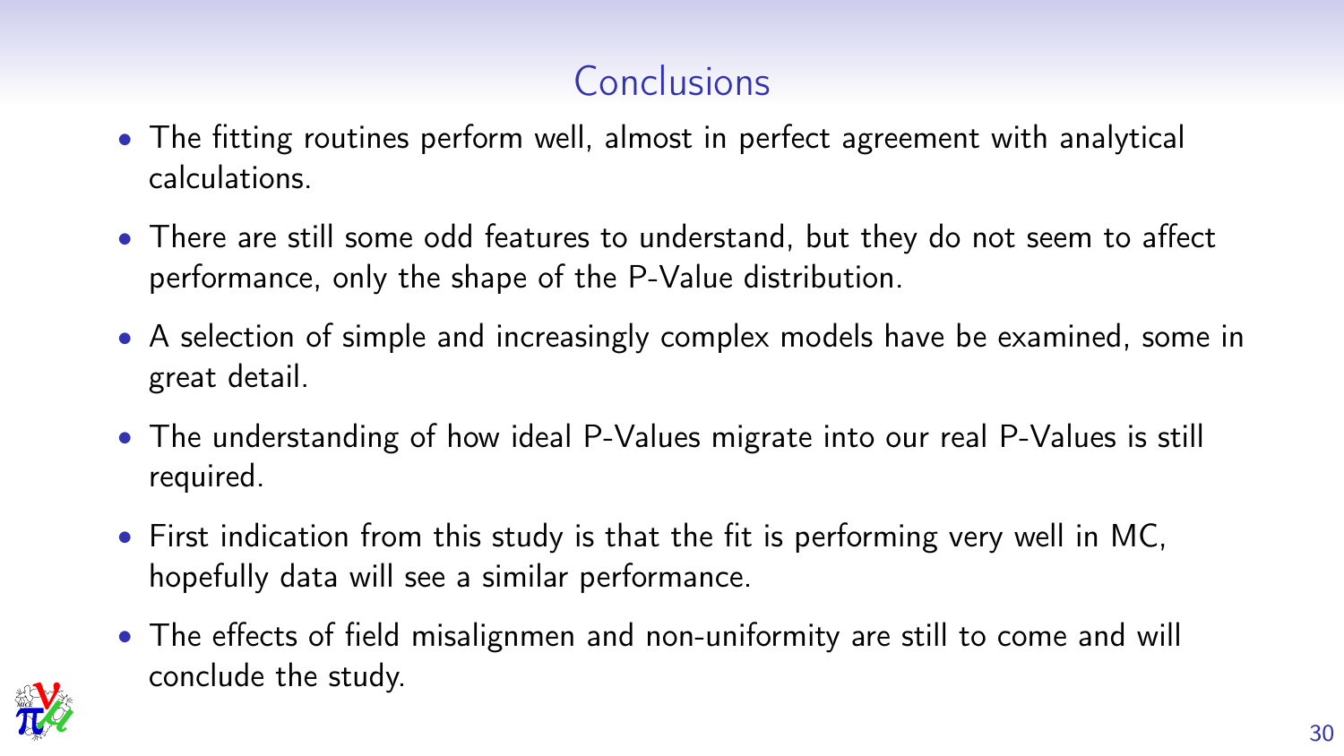# Conclusions

- The fitting routines perform well, almost in perfect agreement with analytical calculations.
- There are still some odd features to understand, but they do not seem to affect performance, only the shape of the P-Value distribution.
- A selection of simple and increasingly complex models have be examined, some in great detail.
- The understanding of how ideal P-Values migrate into our real P-Values is still required.
- First indication from this study is that the fit is performing very well in MC, hopefully data will see a similar performance.
- The effects of field misalignmen and non-uniformity are still to come and will conclude the study.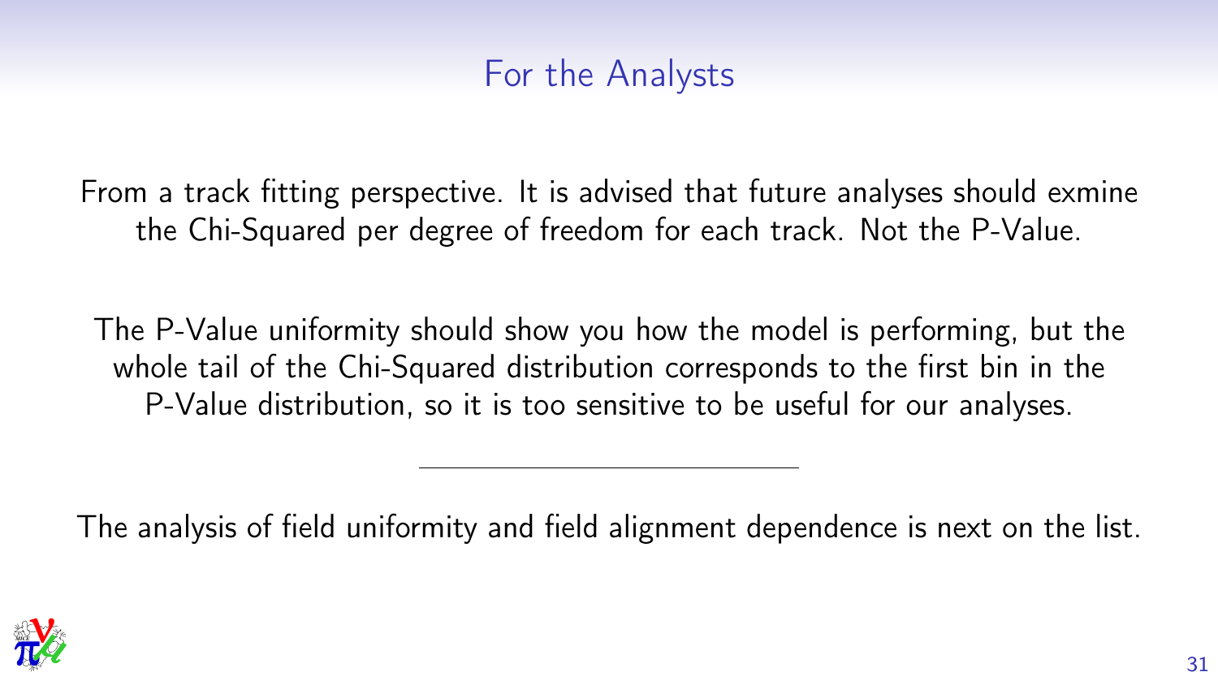# For the Analysts

From a track fitting perspective. It is advised that future analyses should exmine the Chi-Squared per degree of freedom for each track. Not the P-Value.

The P-Value uniformity should show you how the model is performing, but the whole tail of the Chi-Squared distribution corresponds to the first bin in the P-Value distribution, so it is too sensitive to be useful for our analyses.

---

The analysis of field uniformity and field alignment dependence is next on the list.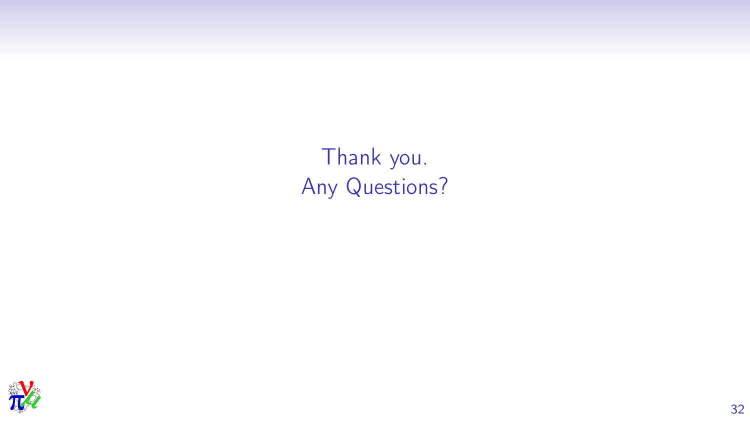Thank you.

Any Questions?